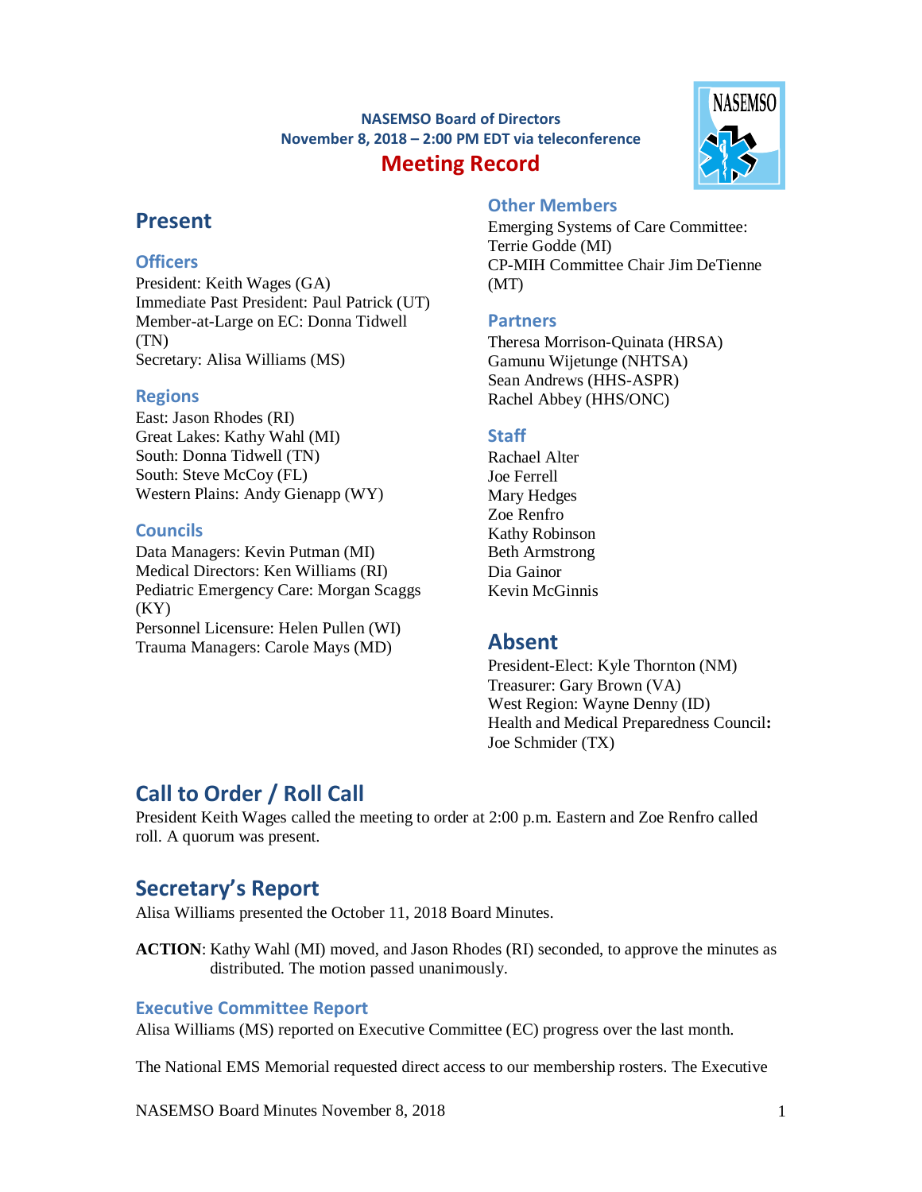**NASEMSO Board of Directors**
**November 8, 2018 – 2:00 PM EDT via teleconference**

# Meeting Record

## Present

### Officers

President: Keith Wages (GA)
Immediate Past President: Paul Patrick (UT)
Member-at-Large on EC: Donna Tidwell (TN)
Secretary: Alisa Williams (MS)

### Regions

East: Jason Rhodes (RI)
Great Lakes: Kathy Wahl (MI)
South: Donna Tidwell (TN)
South: Steve McCoy (FL)
Western Plains: Andy Gienapp (WY)

### Councils

Data Managers: Kevin Putman (MI)
Medical Directors: Ken Williams (RI)
Pediatric Emergency Care: Morgan Scaggs (KY)
Personnel Licensure: Helen Pullen (WI)
Trauma Managers: Carole Mays (MD)

### Other Members

Emerging Systems of Care Committee: Terrie Godde (MI)
CP-MIH Committee Chair Jim DeTienne (MT)

### Partners

Theresa Morrison-Quinata (HRSA)
Gamunu Wijetunge (NHTSA)
Sean Andrews (HHS-ASPR)
Rachel Abbey (HHS/ONC)

### Staff

Rachael Alter
Joe Ferrell
Mary Hedges
Zoe Renfro
Kathy Robinson
Beth Armstrong
Dia Gainor
Kevin McGinnis

## Absent

President-Elect: Kyle Thornton (NM)
Treasurer: Gary Brown (VA)
West Region: Wayne Denny (ID)
Health and Medical Preparedness Council**:** Joe Schmider (TX)

## Call to Order / Roll Call

President Keith Wages called the meeting to order at 2:00 p.m. Eastern and Zoe Renfro called roll. A quorum was present.

## Secretary's Report

Alisa Williams presented the October 11, 2018 Board Minutes.

**ACTION**: Kathy Wahl (MI) moved, and Jason Rhodes (RI) seconded, to approve the minutes as distributed. The motion passed unanimously.

### Executive Committee Report

Alisa Williams (MS) reported on Executive Committee (EC) progress over the last month.

The National EMS Memorial requested direct access to our membership rosters. The Executive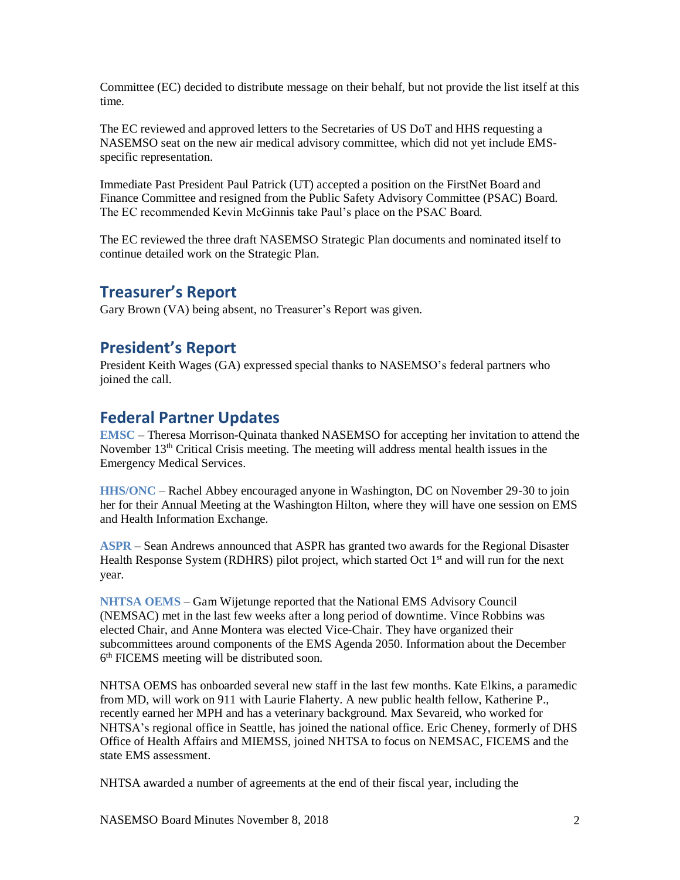Committee (EC) decided to distribute message on their behalf, but not provide the list itself at this time.

The EC reviewed and approved letters to the Secretaries of US DoT and HHS requesting a NASEMSO seat on the new air medical advisory committee, which did not yet include EMS-specific representation.

Immediate Past President Paul Patrick (UT) accepted a position on the FirstNet Board and Finance Committee and resigned from the Public Safety Advisory Committee (PSAC) Board. The EC recommended Kevin McGinnis take Paul's place on the PSAC Board.

The EC reviewed the three draft NASEMSO Strategic Plan documents and nominated itself to continue detailed work on the Strategic Plan.

## Treasurer's Report

Gary Brown (VA) being absent, no Treasurer's Report was given.

## President's Report

President Keith Wages (GA) expressed special thanks to NASEMSO's federal partners who joined the call.

## Federal Partner Updates

**EMSC** – Theresa Morrison-Quinata thanked NASEMSO for accepting her invitation to attend the November 13th Critical Crisis meeting. The meeting will address mental health issues in the Emergency Medical Services.

**HHS/ONC** – Rachel Abbey encouraged anyone in Washington, DC on November 29-30 to join her for their Annual Meeting at the Washington Hilton, where they will have one session on EMS and Health Information Exchange.

**ASPR** – Sean Andrews announced that ASPR has granted two awards for the Regional Disaster Health Response System (RDHRS) pilot project, which started Oct 1st and will run for the next year.

**NHTSA OEMS** – Gam Wijetunge reported that the National EMS Advisory Council (NEMSAC) met in the last few weeks after a long period of downtime. Vince Robbins was elected Chair, and Anne Montera was elected Vice-Chair. They have organized their subcommittees around components of the EMS Agenda 2050. Information about the December 6th FICEMS meeting will be distributed soon.

NHTSA OEMS has onboarded several new staff in the last few months. Kate Elkins, a paramedic from MD, will work on 911 with Laurie Flaherty. A new public health fellow, Katherine P., recently earned her MPH and has a veterinary background. Max Sevareid, who worked for NHTSA's regional office in Seattle, has joined the national office. Eric Cheney, formerly of DHS Office of Health Affairs and MIEMSS, joined NHTSA to focus on NEMSAC, FICEMS and the state EMS assessment.

NHTSA awarded a number of agreements at the end of their fiscal year, including the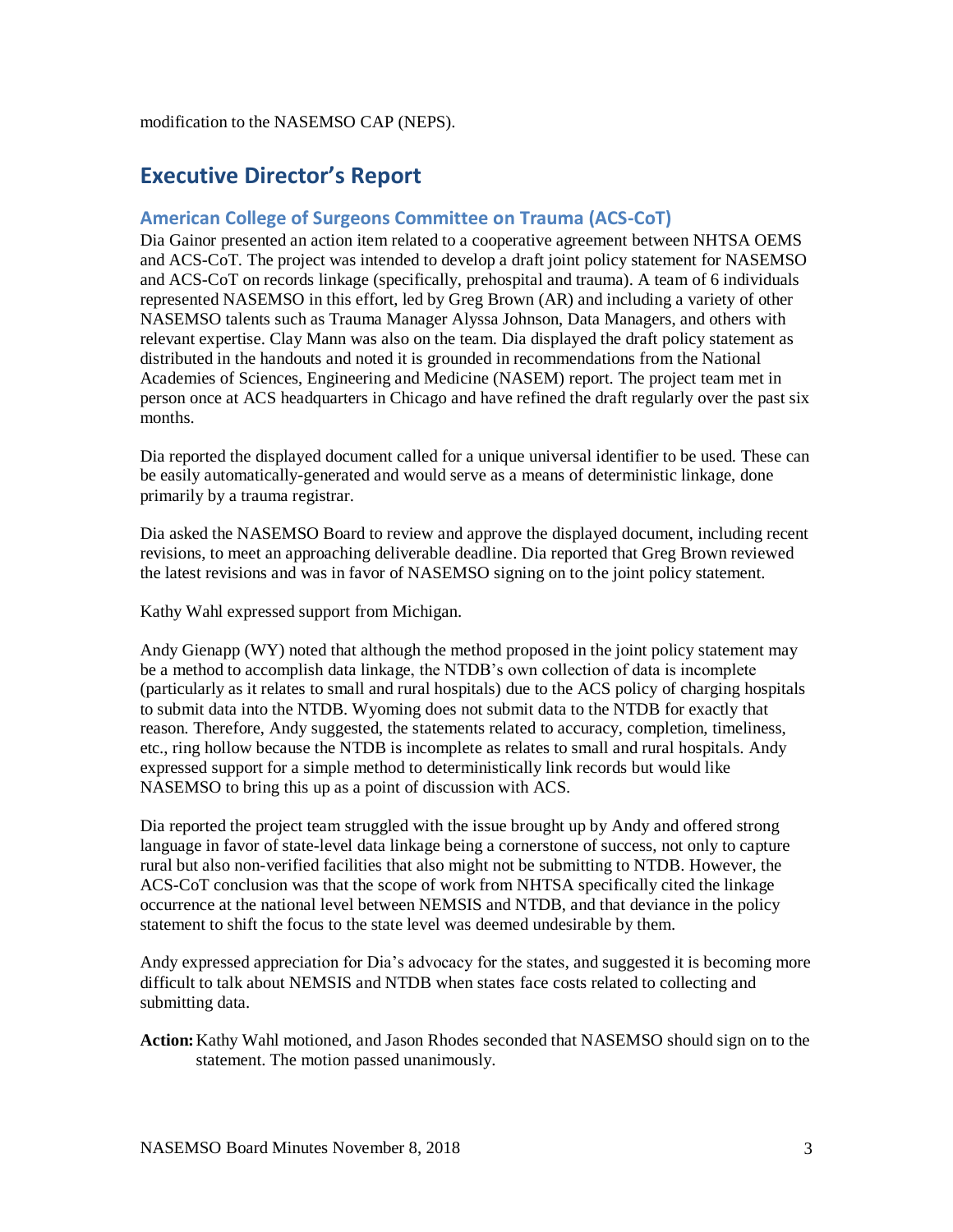modification to the NASEMSO CAP (NEPS).

## Executive Director's Report

### American College of Surgeons Committee on Trauma (ACS-CoT)

Dia Gainor presented an action item related to a cooperative agreement between NHTSA OEMS and ACS-CoT. The project was intended to develop a draft joint policy statement for NASEMSO and ACS-CoT on records linkage (specifically, prehospital and trauma). A team of 6 individuals represented NASEMSO in this effort, led by Greg Brown (AR) and including a variety of other NASEMSO talents such as Trauma Manager Alyssa Johnson, Data Managers, and others with relevant expertise. Clay Mann was also on the team. Dia displayed the draft policy statement as distributed in the handouts and noted it is grounded in recommendations from the National Academies of Sciences, Engineering and Medicine (NASEM) report. The project team met in person once at ACS headquarters in Chicago and have refined the draft regularly over the past six months.

Dia reported the displayed document called for a unique universal identifier to be used. These can be easily automatically-generated and would serve as a means of deterministic linkage, done primarily by a trauma registrar.

Dia asked the NASEMSO Board to review and approve the displayed document, including recent revisions, to meet an approaching deliverable deadline. Dia reported that Greg Brown reviewed the latest revisions and was in favor of NASEMSO signing on to the joint policy statement.

Kathy Wahl expressed support from Michigan.

Andy Gienapp (WY) noted that although the method proposed in the joint policy statement may be a method to accomplish data linkage, the NTDB's own collection of data is incomplete (particularly as it relates to small and rural hospitals) due to the ACS policy of charging hospitals to submit data into the NTDB. Wyoming does not submit data to the NTDB for exactly that reason. Therefore, Andy suggested, the statements related to accuracy, completion, timeliness, etc., ring hollow because the NTDB is incomplete as relates to small and rural hospitals. Andy expressed support for a simple method to deterministically link records but would like NASEMSO to bring this up as a point of discussion with ACS.

Dia reported the project team struggled with the issue brought up by Andy and offered strong language in favor of state-level data linkage being a cornerstone of success, not only to capture rural but also non-verified facilities that also might not be submitting to NTDB. However, the ACS-CoT conclusion was that the scope of work from NHTSA specifically cited the linkage occurrence at the national level between NEMSIS and NTDB, and that deviance in the policy statement to shift the focus to the state level was deemed undesirable by them.

Andy expressed appreciation for Dia's advocacy for the states, and suggested it is becoming more difficult to talk about NEMSIS and NTDB when states face costs related to collecting and submitting data.

**Action:** Kathy Wahl motioned, and Jason Rhodes seconded that NASEMSO should sign on to the statement. The motion passed unanimously.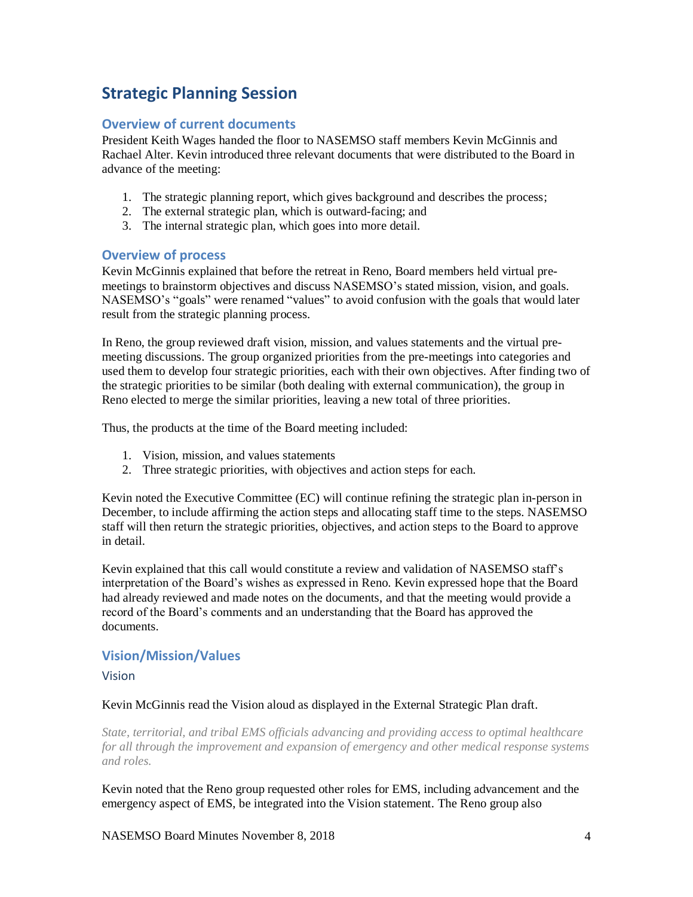# Strategic Planning Session

## Overview of current documents

President Keith Wages handed the floor to NASEMSO staff members Kevin McGinnis and Rachael Alter. Kevin introduced three relevant documents that were distributed to the Board in advance of the meeting:

1. The strategic planning report, which gives background and describes the process;
2. The external strategic plan, which is outward-facing; and
3. The internal strategic plan, which goes into more detail.

## Overview of process

Kevin McGinnis explained that before the retreat in Reno, Board members held virtual pre-meetings to brainstorm objectives and discuss NASEMSO's stated mission, vision, and goals. NASEMSO's "goals" were renamed "values" to avoid confusion with the goals that would later result from the strategic planning process.

In Reno, the group reviewed draft vision, mission, and values statements and the virtual pre-meeting discussions. The group organized priorities from the pre-meetings into categories and used them to develop four strategic priorities, each with their own objectives. After finding two of the strategic priorities to be similar (both dealing with external communication), the group in Reno elected to merge the similar priorities, leaving a new total of three priorities.

Thus, the products at the time of the Board meeting included:

1. Vision, mission, and values statements
2. Three strategic priorities, with objectives and action steps for each.

Kevin noted the Executive Committee (EC) will continue refining the strategic plan in-person in December, to include affirming the action steps and allocating staff time to the steps. NASEMSO staff will then return the strategic priorities, objectives, and action steps to the Board to approve in detail.

Kevin explained that this call would constitute a review and validation of NASEMSO staff's interpretation of the Board's wishes as expressed in Reno. Kevin expressed hope that the Board had already reviewed and made notes on the documents, and that the meeting would provide a record of the Board's comments and an understanding that the Board has approved the documents.

## Vision/Mission/Values

### Vision

Kevin McGinnis read the Vision aloud as displayed in the External Strategic Plan draft.

*State, territorial, and tribal EMS officials advancing and providing access to optimal healthcare for all through the improvement and expansion of emergency and other medical response systems and roles.*

Kevin noted that the Reno group requested other roles for EMS, including advancement and the emergency aspect of EMS, be integrated into the Vision statement. The Reno group also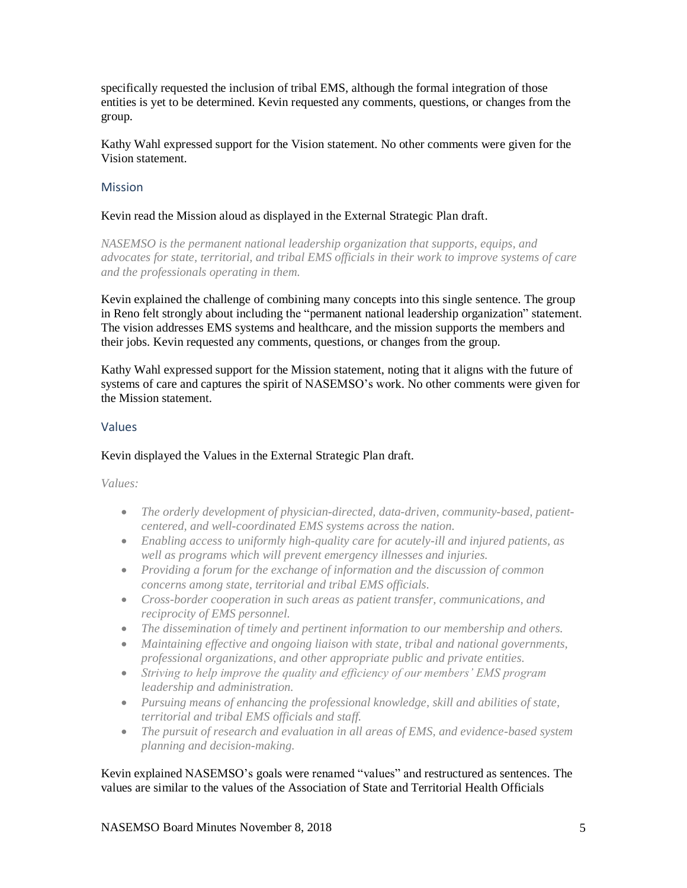specifically requested the inclusion of tribal EMS, although the formal integration of those entities is yet to be determined. Kevin requested any comments, questions, or changes from the group.

Kathy Wahl expressed support for the Vision statement. No other comments were given for the Vision statement.

### Mission

Kevin read the Mission aloud as displayed in the External Strategic Plan draft.

*NASEMSO is the permanent national leadership organization that supports, equips, and advocates for state, territorial, and tribal EMS officials in their work to improve systems of care and the professionals operating in them.*

Kevin explained the challenge of combining many concepts into this single sentence. The group in Reno felt strongly about including the "permanent national leadership organization" statement. The vision addresses EMS systems and healthcare, and the mission supports the members and their jobs. Kevin requested any comments, questions, or changes from the group.

Kathy Wahl expressed support for the Mission statement, noting that it aligns with the future of systems of care and captures the spirit of NASEMSO's work. No other comments were given for the Mission statement.

### Values

Kevin displayed the Values in the External Strategic Plan draft.

*Values:*

- *The orderly development of physician-directed, data-driven, community-based, patient-centered, and well-coordinated EMS systems across the nation.*
- *Enabling access to uniformly high-quality care for acutely-ill and injured patients, as well as programs which will prevent emergency illnesses and injuries.*
- *Providing a forum for the exchange of information and the discussion of common concerns among state, territorial and tribal EMS officials.*
- *Cross-border cooperation in such areas as patient transfer, communications, and reciprocity of EMS personnel.*
- *The dissemination of timely and pertinent information to our membership and others.*
- *Maintaining effective and ongoing liaison with state, tribal and national governments, professional organizations, and other appropriate public and private entities.*
- *Striving to help improve the quality and efficiency of our members' EMS program leadership and administration.*
- *Pursuing means of enhancing the professional knowledge, skill and abilities of state, territorial and tribal EMS officials and staff.*
- *The pursuit of research and evaluation in all areas of EMS, and evidence-based system planning and decision-making.*

Kevin explained NASEMSO's goals were renamed "values" and restructured as sentences. The values are similar to the values of the Association of State and Territorial Health Officials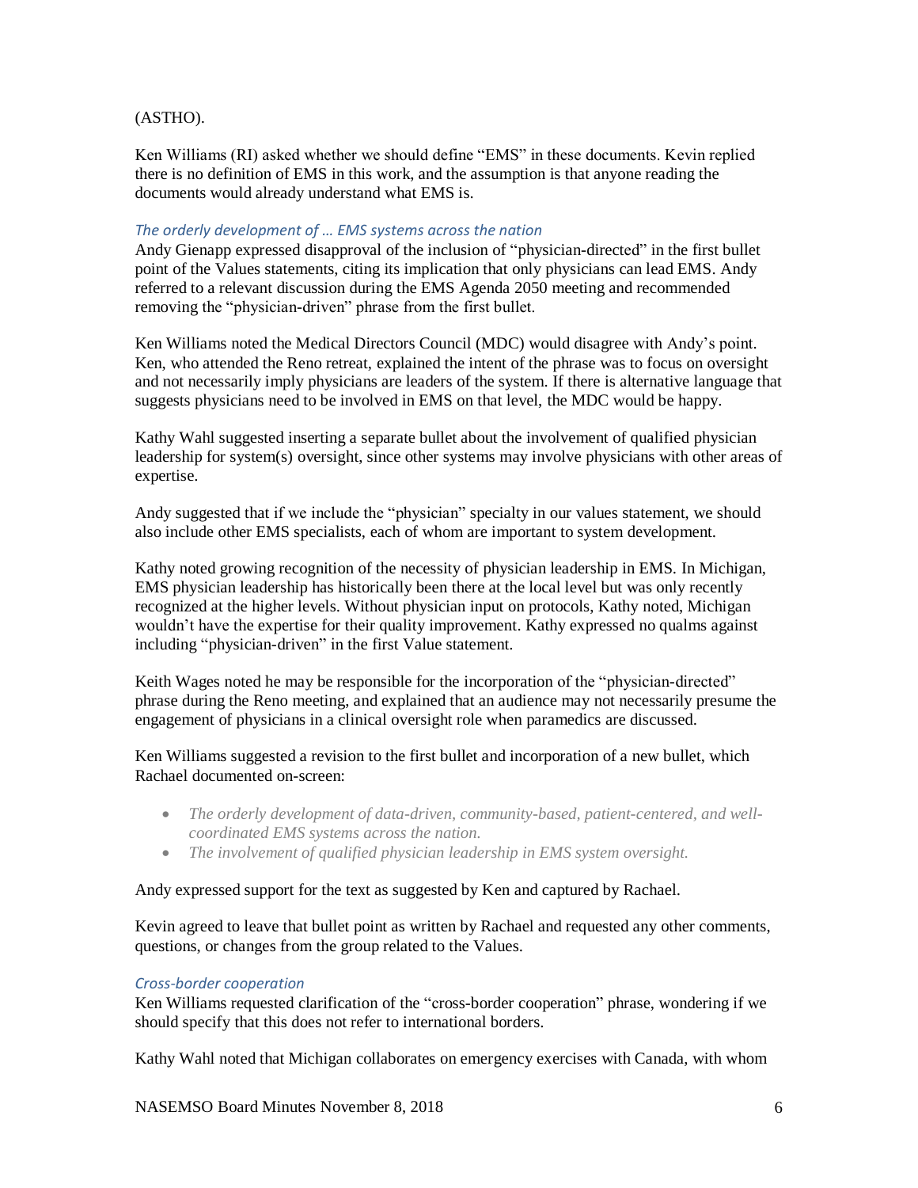(ASTHO).

Ken Williams (RI) asked whether we should define "EMS" in these documents. Kevin replied there is no definition of EMS in this work, and the assumption is that anyone reading the documents would already understand what EMS is.

### *The orderly development of … EMS systems across the nation*

Andy Gienapp expressed disapproval of the inclusion of "physician-directed" in the first bullet point of the Values statements, citing its implication that only physicians can lead EMS. Andy referred to a relevant discussion during the EMS Agenda 2050 meeting and recommended removing the "physician-driven" phrase from the first bullet.

Ken Williams noted the Medical Directors Council (MDC) would disagree with Andy's point. Ken, who attended the Reno retreat, explained the intent of the phrase was to focus on oversight and not necessarily imply physicians are leaders of the system. If there is alternative language that suggests physicians need to be involved in EMS on that level, the MDC would be happy.

Kathy Wahl suggested inserting a separate bullet about the involvement of qualified physician leadership for system(s) oversight, since other systems may involve physicians with other areas of expertise.

Andy suggested that if we include the "physician" specialty in our values statement, we should also include other EMS specialists, each of whom are important to system development.

Kathy noted growing recognition of the necessity of physician leadership in EMS. In Michigan, EMS physician leadership has historically been there at the local level but was only recently recognized at the higher levels. Without physician input on protocols, Kathy noted, Michigan wouldn't have the expertise for their quality improvement. Kathy expressed no qualms against including "physician-driven" in the first Value statement.

Keith Wages noted he may be responsible for the incorporation of the "physician-directed" phrase during the Reno meeting, and explained that an audience may not necessarily presume the engagement of physicians in a clinical oversight role when paramedics are discussed.

Ken Williams suggested a revision to the first bullet and incorporation of a new bullet, which Rachael documented on-screen:

- *The orderly development of data-driven, community-based, patient-centered, and well-coordinated EMS systems across the nation.*
- *The involvement of qualified physician leadership in EMS system oversight.*

Andy expressed support for the text as suggested by Ken and captured by Rachael.

Kevin agreed to leave that bullet point as written by Rachael and requested any other comments, questions, or changes from the group related to the Values.

### *Cross-border cooperation*

Ken Williams requested clarification of the "cross-border cooperation" phrase, wondering if we should specify that this does not refer to international borders.

Kathy Wahl noted that Michigan collaborates on emergency exercises with Canada, with whom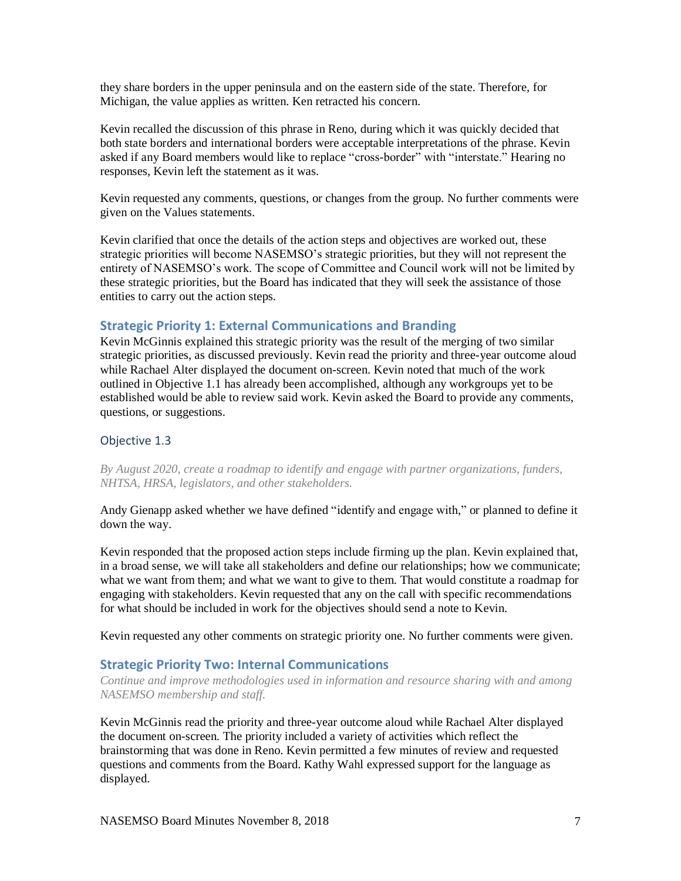they share borders in the upper peninsula and on the eastern side of the state. Therefore, for Michigan, the value applies as written. Ken retracted his concern.

Kevin recalled the discussion of this phrase in Reno, during which it was quickly decided that both state borders and international borders were acceptable interpretations of the phrase. Kevin asked if any Board members would like to replace "cross-border" with "interstate." Hearing no responses, Kevin left the statement as it was.

Kevin requested any comments, questions, or changes from the group. No further comments were given on the Values statements.

Kevin clarified that once the details of the action steps and objectives are worked out, these strategic priorities will become NASEMSO's strategic priorities, but they will not represent the entirety of NASEMSO's work. The scope of Committee and Council work will not be limited by these strategic priorities, but the Board has indicated that they will seek the assistance of those entities to carry out the action steps.

## Strategic Priority 1: External Communications and Branding

Kevin McGinnis explained this strategic priority was the result of the merging of two similar strategic priorities, as discussed previously. Kevin read the priority and three-year outcome aloud while Rachael Alter displayed the document on-screen. Kevin noted that much of the work outlined in Objective 1.1 has already been accomplished, although any workgroups yet to be established would be able to review said work. Kevin asked the Board to provide any comments, questions, or suggestions.

### Objective 1.3

*By August 2020, create a roadmap to identify and engage with partner organizations, funders, NHTSA, HRSA, legislators, and other stakeholders.*

Andy Gienapp asked whether we have defined "identify and engage with," or planned to define it down the way.

Kevin responded that the proposed action steps include firming up the plan. Kevin explained that, in a broad sense, we will take all stakeholders and define our relationships; how we communicate; what we want from them; and what we want to give to them. That would constitute a roadmap for engaging with stakeholders. Kevin requested that any on the call with specific recommendations for what should be included in work for the objectives should send a note to Kevin.

Kevin requested any other comments on strategic priority one. No further comments were given.

## Strategic Priority Two: Internal Communications

*Continue and improve methodologies used in information and resource sharing with and among NASEMSO membership and staff.*

Kevin McGinnis read the priority and three-year outcome aloud while Rachael Alter displayed the document on-screen. The priority included a variety of activities which reflect the brainstorming that was done in Reno. Kevin permitted a few minutes of review and requested questions and comments from the Board. Kathy Wahl expressed support for the language as displayed.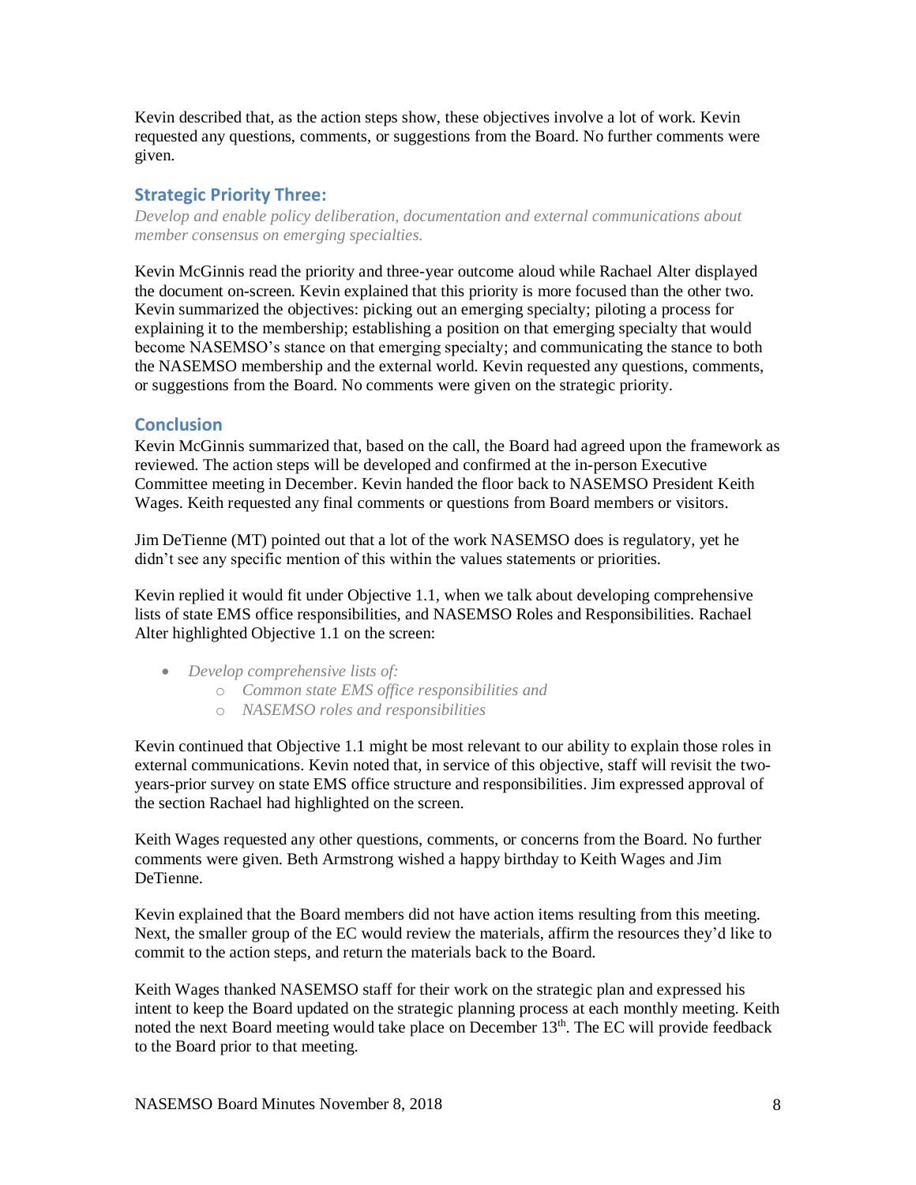Kevin described that, as the action steps show, these objectives involve a lot of work. Kevin requested any questions, comments, or suggestions from the Board. No further comments were given.

## Strategic Priority Three:

*Develop and enable policy deliberation, documentation and external communications about member consensus on emerging specialties.*

Kevin McGinnis read the priority and three-year outcome aloud while Rachael Alter displayed the document on-screen. Kevin explained that this priority is more focused than the other two. Kevin summarized the objectives: picking out an emerging specialty; piloting a process for explaining it to the membership; establishing a position on that emerging specialty that would become NASEMSO's stance on that emerging specialty; and communicating the stance to both the NASEMSO membership and the external world. Kevin requested any questions, comments, or suggestions from the Board. No comments were given on the strategic priority.

## Conclusion

Kevin McGinnis summarized that, based on the call, the Board had agreed upon the framework as reviewed. The action steps will be developed and confirmed at the in-person Executive Committee meeting in December. Kevin handed the floor back to NASEMSO President Keith Wages. Keith requested any final comments or questions from Board members or visitors.

Jim DeTienne (MT) pointed out that a lot of the work NASEMSO does is regulatory, yet he didn't see any specific mention of this within the values statements or priorities.

Kevin replied it would fit under Objective 1.1, when we talk about developing comprehensive lists of state EMS office responsibilities, and NASEMSO Roles and Responsibilities. Rachael Alter highlighted Objective 1.1 on the screen:

- *Develop comprehensive lists of:*
  - *Common state EMS office responsibilities and*
  - *NASEMSO roles and responsibilities*

Kevin continued that Objective 1.1 might be most relevant to our ability to explain those roles in external communications. Kevin noted that, in service of this objective, staff will revisit the two-years-prior survey on state EMS office structure and responsibilities. Jim expressed approval of the section Rachael had highlighted on the screen.

Keith Wages requested any other questions, comments, or concerns from the Board. No further comments were given. Beth Armstrong wished a happy birthday to Keith Wages and Jim DeTienne.

Kevin explained that the Board members did not have action items resulting from this meeting. Next, the smaller group of the EC would review the materials, affirm the resources they'd like to commit to the action steps, and return the materials back to the Board.

Keith Wages thanked NASEMSO staff for their work on the strategic plan and expressed his intent to keep the Board updated on the strategic planning process at each monthly meeting. Keith noted the next Board meeting would take place on December 13th. The EC will provide feedback to the Board prior to that meeting.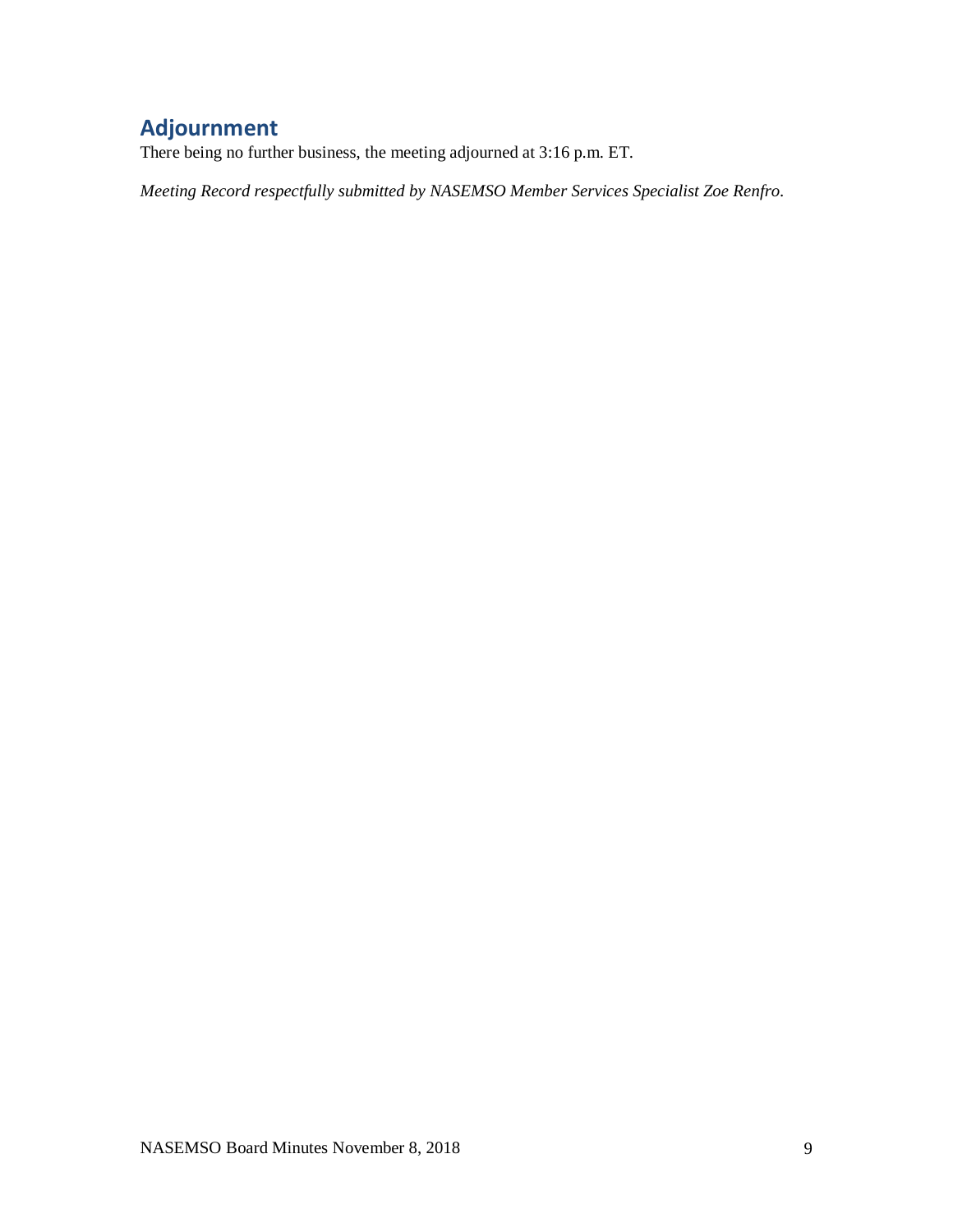## Adjournment

There being no further business, the meeting adjourned at 3:16 p.m. ET.

*Meeting Record respectfully submitted by NASEMSO Member Services Specialist Zoe Renfro.*